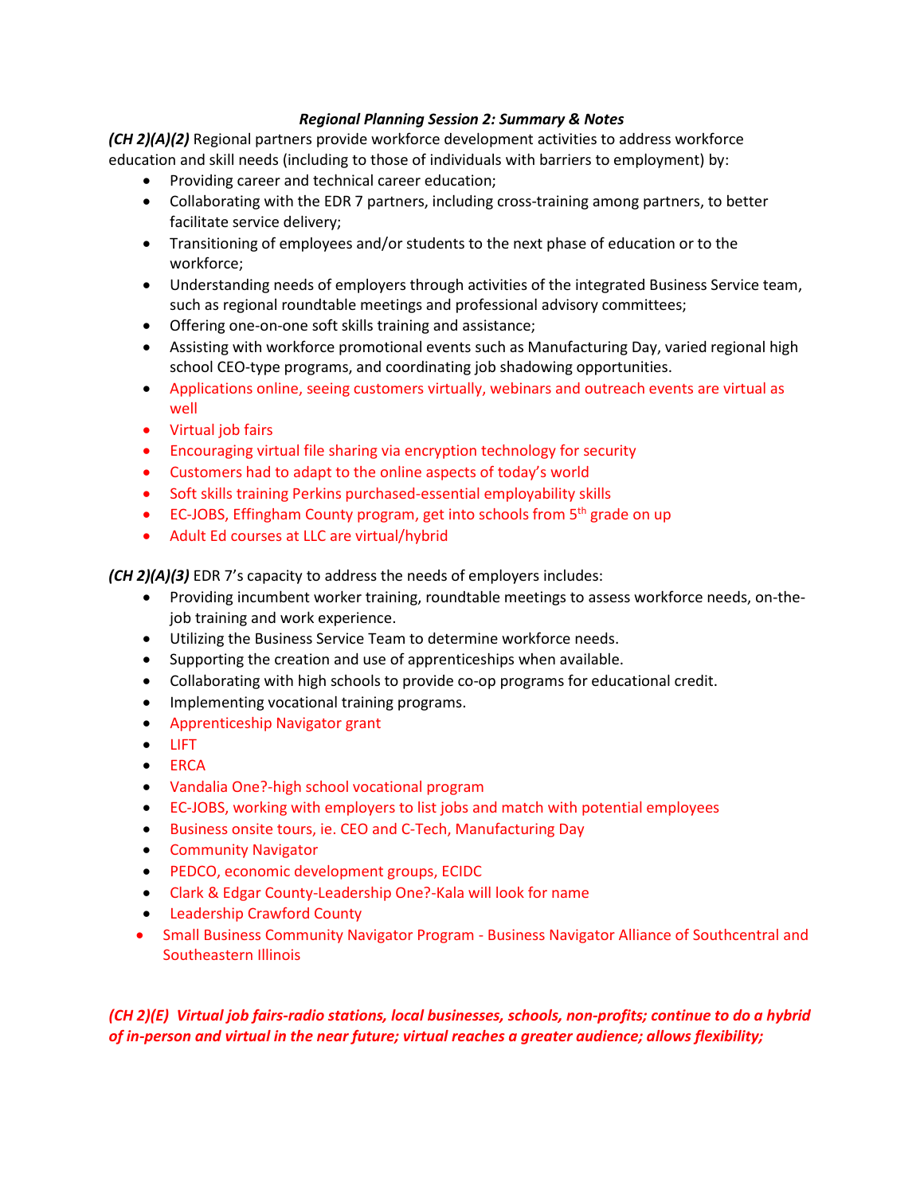***Regional Planning Session 2: Summary & Notes***

***(CH 2)(A)(2)*** Regional partners provide workforce development activities to address workforce education and skill needs (including to those of individuals with barriers to employment) by:

- Providing career and technical career education;
- Collaborating with the EDR 7 partners, including cross-training among partners, to better facilitate service delivery;
- Transitioning of employees and/or students to the next phase of education or to the workforce;
- Understanding needs of employers through activities of the integrated Business Service team, such as regional roundtable meetings and professional advisory committees;
- Offering one-on-one soft skills training and assistance;
- Assisting with workforce promotional events such as Manufacturing Day, varied regional high school CEO-type programs, and coordinating job shadowing opportunities.
- Applications online, seeing customers virtually, webinars and outreach events are virtual as well
- Virtual job fairs
- Encouraging virtual file sharing via encryption technology for security
- Customers had to adapt to the online aspects of today's world
- Soft skills training Perkins purchased-essential employability skills
- EC-JOBS, Effingham County program, get into schools from 5th grade on up
- Adult Ed courses at LLC are virtual/hybrid

***(CH 2)(A)(3)*** EDR 7's capacity to address the needs of employers includes:

- Providing incumbent worker training, roundtable meetings to assess workforce needs, on-the-job training and work experience.
- Utilizing the Business Service Team to determine workforce needs.
- Supporting the creation and use of apprenticeships when available.
- Collaborating with high schools to provide co-op programs for educational credit.
- Implementing vocational training programs.
- Apprenticeship Navigator grant
- LIFT
- ERCA
- Vandalia One?-high school vocational program
- EC-JOBS, working with employers to list jobs and match with potential employees
- Business onsite tours, ie. CEO and C-Tech, Manufacturing Day
- Community Navigator
- PEDCO, economic development groups, ECIDC
- Clark & Edgar County-Leadership One?-Kala will look for name
- Leadership Crawford County
- Small Business Community Navigator Program - Business Navigator Alliance of Southcentral and Southeastern Illinois

***(CH 2)(E) Virtual job fairs-radio stations, local businesses, schools, non-profits; continue to do a hybrid of in-person and virtual in the near future; virtual reaches a greater audience; allows flexibility;***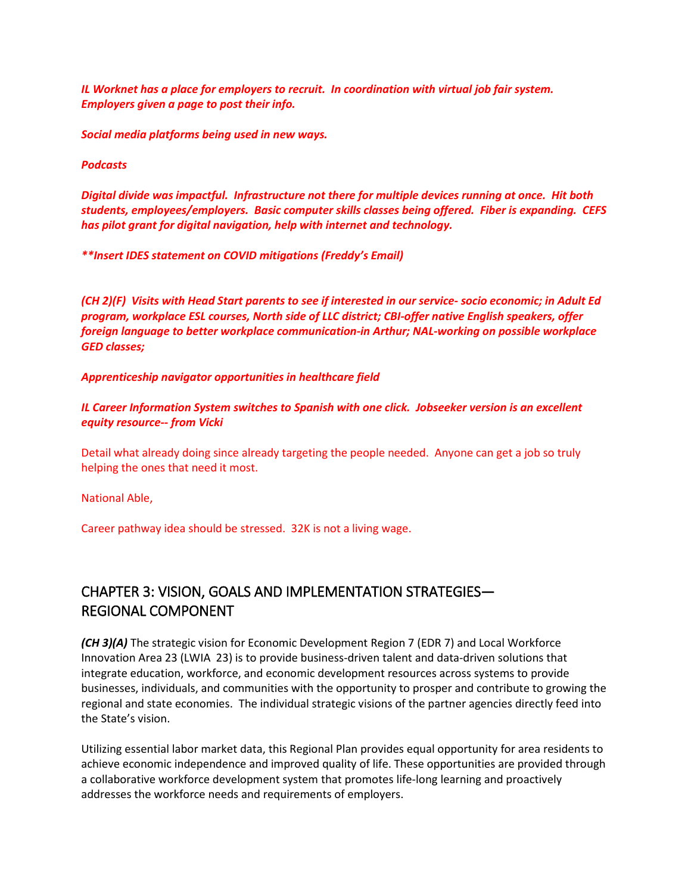***IL Worknet has a place for employers to recruit. In coordination with virtual job fair system. Employers given a page to post their info.***

***Social media platforms being used in new ways.***

***Podcasts***

***Digital divide was impactful. Infrastructure not there for multiple devices running at once. Hit both students, employees/employers. Basic computer skills classes being offered. Fiber is expanding. CEFS has pilot grant for digital navigation, help with internet and technology.***

*****Insert IDES statement on COVID mitigations (Freddy's Email)***

***(CH 2)(F) Visits with Head Start parents to see if interested in our service- socio economic; in Adult Ed program, workplace ESL courses, North side of LLC district; CBI-offer native English speakers, offer foreign language to better workplace communication-in Arthur; NAL-working on possible workplace GED classes;***

***Apprenticeship navigator opportunities in healthcare field***

***IL Career Information System switches to Spanish with one click. Jobseeker version is an excellent equity resource-- from Vicki***

Detail what already doing since already targeting the people needed. Anyone can get a job so truly helping the ones that need it most.

National Able,

Career pathway idea should be stressed. 32K is not a living wage.

## CHAPTER 3: VISION, GOALS AND IMPLEMENTATION STRATEGIES—REGIONAL COMPONENT

***(CH 3)(A)*** The strategic vision for Economic Development Region 7 (EDR 7) and Local Workforce Innovation Area 23 (LWIA 23) is to provide business-driven talent and data-driven solutions that integrate education, workforce, and economic development resources across systems to provide businesses, individuals, and communities with the opportunity to prosper and contribute to growing the regional and state economies. The individual strategic visions of the partner agencies directly feed into the State's vision.

Utilizing essential labor market data, this Regional Plan provides equal opportunity for area residents to achieve economic independence and improved quality of life. These opportunities are provided through a collaborative workforce development system that promotes life-long learning and proactively addresses the workforce needs and requirements of employers.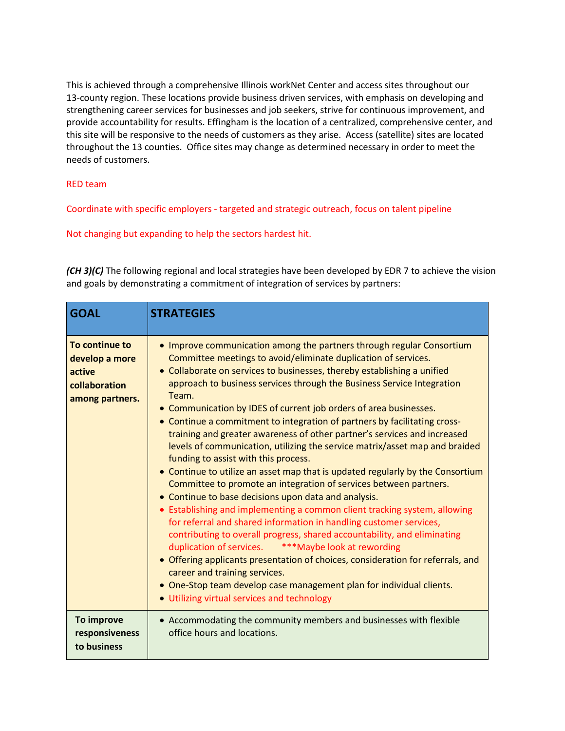This is achieved through a comprehensive Illinois workNet Center and access sites throughout our 13-county region. These locations provide business driven services, with emphasis on developing and strengthening career services for businesses and job seekers, strive for continuous improvement, and provide accountability for results. Effingham is the location of a centralized, comprehensive center, and this site will be responsive to the needs of customers as they arise. Access (satellite) sites are located throughout the 13 counties. Office sites may change as determined necessary in order to meet the needs of customers.

RED team

Coordinate with specific employers - targeted and strategic outreach, focus on talent pipeline

Not changing but expanding to help the sectors hardest hit.

***(CH 3)(C)*** The following regional and local strategies have been developed by EDR 7 to achieve the vision and goals by demonstrating a commitment of integration of services by partners:

| GOAL | STRATEGIES |
|---|---|
| **To continue to develop a more active collaboration among partners.** | • Improve communication among the partners through regular Consortium Committee meetings to avoid/eliminate duplication of services.<br>• Collaborate on services to businesses, thereby establishing a unified approach to business services through the Business Service Integration Team.<br>• Communication by IDES of current job orders of area businesses.<br>• Continue a commitment to integration of partners by facilitating cross-training and greater awareness of other partner's services and increased levels of communication, utilizing the service matrix/asset map and braided funding to assist with this process.<br>• Continue to utilize an asset map that is updated regularly by the Consortium Committee to promote an integration of services between partners.<br>• Continue to base decisions upon data and analysis.<br>• Establishing and implementing a common client tracking system, allowing for referral and shared information in handling customer services, contributing to overall progress, shared accountability, and eliminating duplication of services. ***Maybe look at rewording<br>• Offering applicants presentation of choices, consideration for referrals, and career and training services.<br>• One-Stop team develop case management plan for individual clients.<br>• Utilizing virtual services and technology |
| **To improve responsiveness to business** | • Accommodating the community members and businesses with flexible office hours and locations. |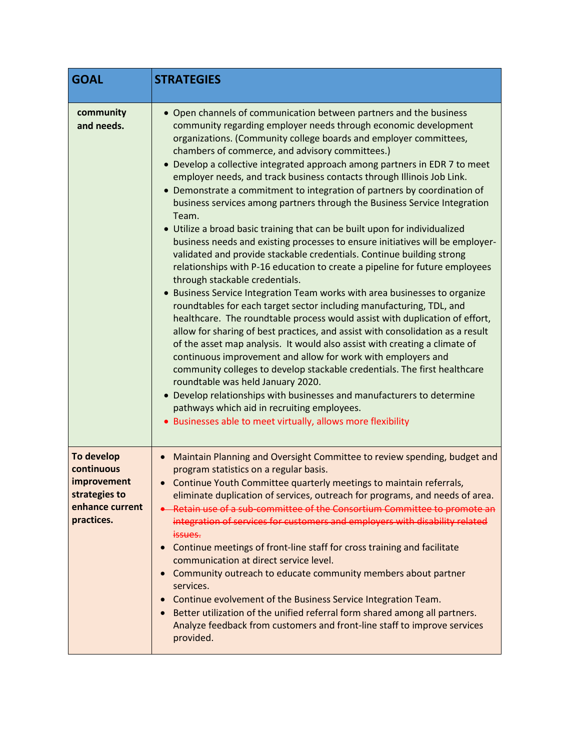| GOAL | STRATEGIES |
|---|---|
| **community and needs.** | • Open channels of communication between partners and the business community regarding employer needs through economic development organizations. (Community college boards and employer committees, chambers of commerce, and advisory committees.)<br>• Develop a collective integrated approach among partners in EDR 7 to meet employer needs, and track business contacts through Illinois Job Link.<br>• Demonstrate a commitment to integration of partners by coordination of business services among partners through the Business Service Integration Team.<br>• Utilize a broad basic training that can be built upon for individualized business needs and existing processes to ensure initiatives will be employer-validated and provide stackable credentials. Continue building strong relationships with P-16 education to create a pipeline for future employees through stackable credentials.<br>• Business Service Integration Team works with area businesses to organize roundtables for each target sector including manufacturing, TDL, and healthcare. The roundtable process would assist with duplication of effort, allow for sharing of best practices, and assist with consolidation as a result of the asset map analysis. It would also assist with creating a climate of continuous improvement and allow for work with employers and community colleges to develop stackable credentials. The first healthcare roundtable was held January 2020.<br>• Develop relationships with businesses and manufacturers to determine pathways which aid in recruiting employees.<br>• Businesses able to meet virtually, allows more flexibility |
| **To develop continuous improvement strategies to enhance current practices.** | • Maintain Planning and Oversight Committee to review spending, budget and program statistics on a regular basis.<br>• Continue Youth Committee quarterly meetings to maintain referrals, eliminate duplication of services, outreach for programs, and needs of area.<br>• ~~Retain use of a sub-committee of the Consortium Committee to promote an integration of services for customers and employers with disability related issues.~~<br>• Continue meetings of front-line staff for cross training and facilitate communication at direct service level.<br>• Community outreach to educate community members about partner services.<br>• Continue evolvement of the Business Service Integration Team.<br>• Better utilization of the unified referral form shared among all partners. Analyze feedback from customers and front-line staff to improve services provided. |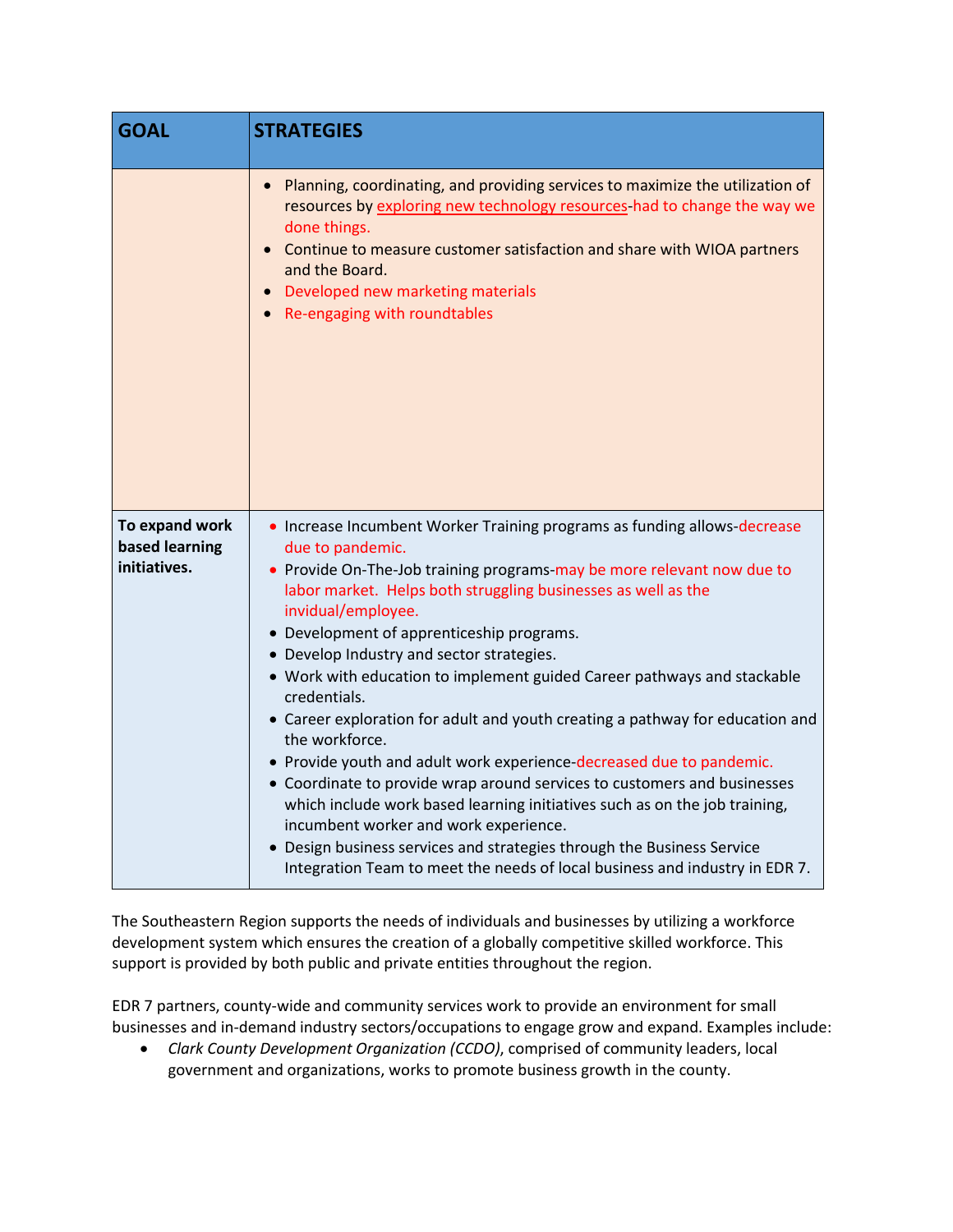| GOAL | STRATEGIES |
|---|---|
| | • Planning, coordinating, and providing services to maximize the utilization of resources by exploring new technology resources-had to change the way we done things.<br>• Continue to measure customer satisfaction and share with WIOA partners and the Board.<br>• Developed new marketing materials<br>• Re-engaging with roundtables |
| **To expand work based learning initiatives.** | • Increase Incumbent Worker Training programs as funding allows-decrease due to pandemic.<br>• Provide On-The-Job training programs-may be more relevant now due to labor market. Helps both struggling businesses as well as the invidual/employee.<br>• Development of apprenticeship programs.<br>• Develop Industry and sector strategies.<br>• Work with education to implement guided Career pathways and stackable credentials.<br>• Career exploration for adult and youth creating a pathway for education and the workforce.<br>• Provide youth and adult work experience-decreased due to pandemic.<br>• Coordinate to provide wrap around services to customers and businesses which include work based learning initiatives such as on the job training, incumbent worker and work experience.<br>• Design business services and strategies through the Business Service Integration Team to meet the needs of local business and industry in EDR 7. |

The Southeastern Region supports the needs of individuals and businesses by utilizing a workforce development system which ensures the creation of a globally competitive skilled workforce. This support is provided by both public and private entities throughout the region.

EDR 7 partners, county-wide and community services work to provide an environment for small businesses and in-demand industry sectors/occupations to engage grow and expand. Examples include:

- *Clark County Development Organization (CCDO)*, comprised of community leaders, local government and organizations, works to promote business growth in the county.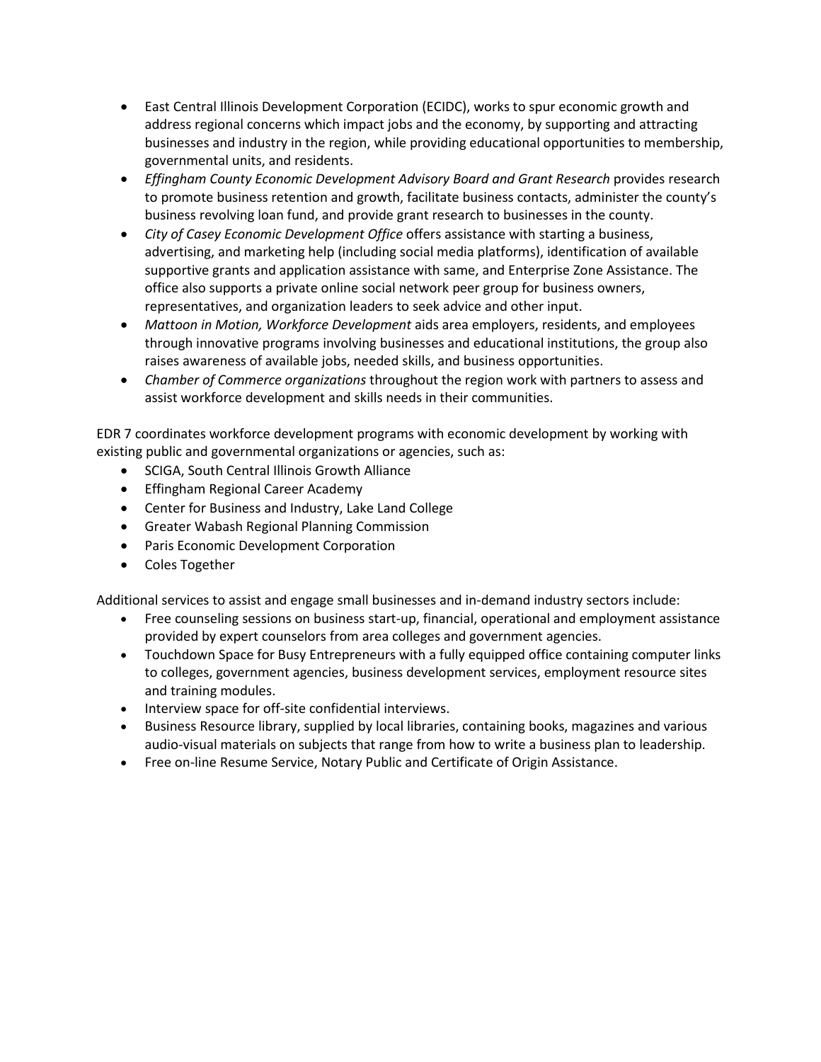- East Central Illinois Development Corporation (ECIDC), works to spur economic growth and address regional concerns which impact jobs and the economy, by supporting and attracting businesses and industry in the region, while providing educational opportunities to membership, governmental units, and residents.
- *Effingham County Economic Development Advisory Board and Grant Research* provides research to promote business retention and growth, facilitate business contacts, administer the county's business revolving loan fund, and provide grant research to businesses in the county.
- *City of Casey Economic Development Office* offers assistance with starting a business, advertising, and marketing help (including social media platforms), identification of available supportive grants and application assistance with same, and Enterprise Zone Assistance. The office also supports a private online social network peer group for business owners, representatives, and organization leaders to seek advice and other input.
- *Mattoon in Motion, Workforce Development* aids area employers, residents, and employees through innovative programs involving businesses and educational institutions, the group also raises awareness of available jobs, needed skills, and business opportunities.
- *Chamber of Commerce organizations* throughout the region work with partners to assess and assist workforce development and skills needs in their communities.

EDR 7 coordinates workforce development programs with economic development by working with existing public and governmental organizations or agencies, such as:

- SCIGA, South Central Illinois Growth Alliance
- Effingham Regional Career Academy
- Center for Business and Industry, Lake Land College
- Greater Wabash Regional Planning Commission
- Paris Economic Development Corporation
- Coles Together

Additional services to assist and engage small businesses and in-demand industry sectors include:

- Free counseling sessions on business start-up, financial, operational and employment assistance provided by expert counselors from area colleges and government agencies.
- Touchdown Space for Busy Entrepreneurs with a fully equipped office containing computer links to colleges, government agencies, business development services, employment resource sites and training modules.
- Interview space for off-site confidential interviews.
- Business Resource library, supplied by local libraries, containing books, magazines and various audio-visual materials on subjects that range from how to write a business plan to leadership.
- Free on-line Resume Service, Notary Public and Certificate of Origin Assistance.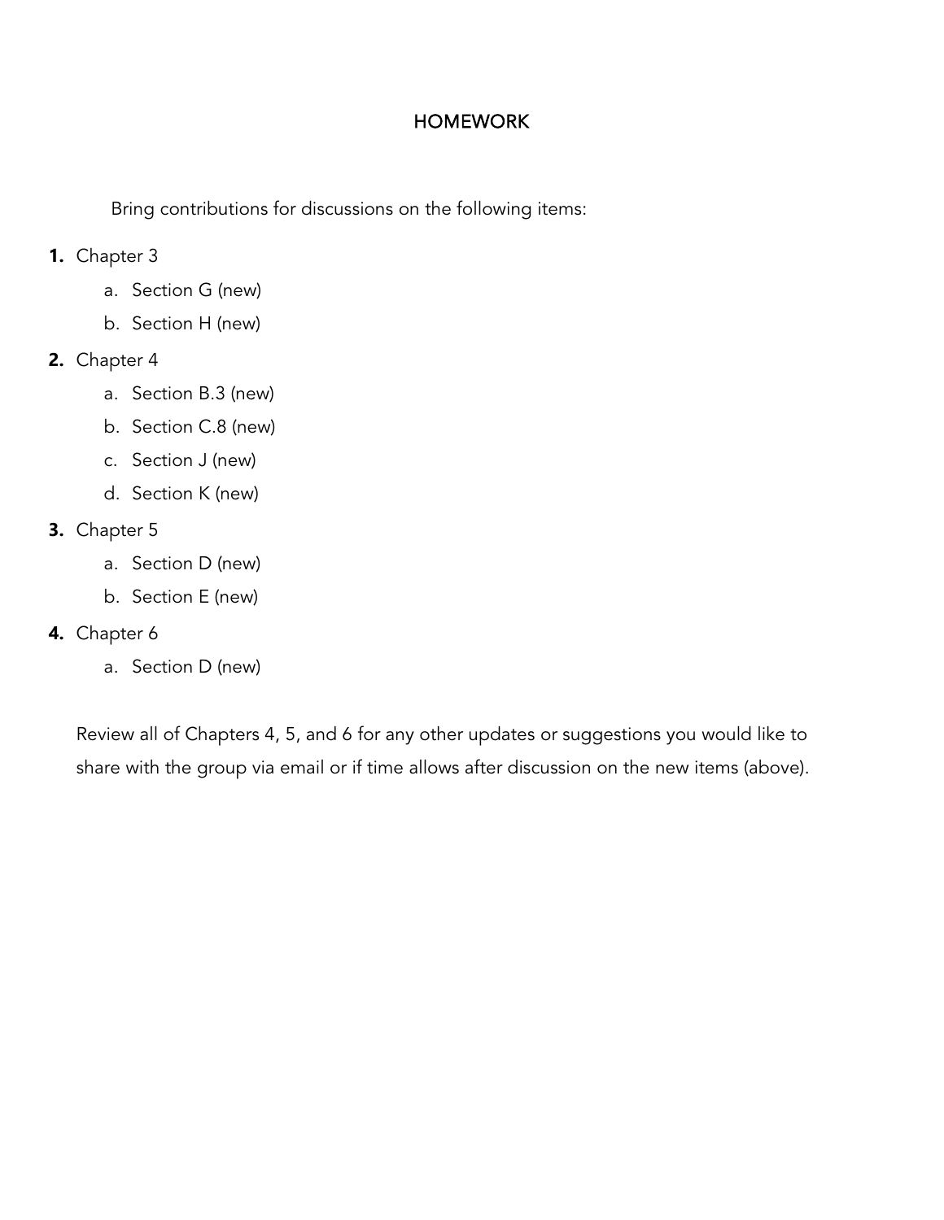## HOMEWORK

Bring contributions for discussions on the following items:

1. Chapter 3
    a. Section G (new)
    b. Section H (new)
2. Chapter 4
    a. Section B.3 (new)
    b. Section C.8 (new)
    c. Section J (new)
    d. Section K (new)
3. Chapter 5
    a. Section D (new)
    b. Section E (new)
4. Chapter 6
    a. Section D (new)

Review all of Chapters 4, 5, and 6 for any other updates or suggestions you would like to share with the group via email or if time allows after discussion on the new items (above).